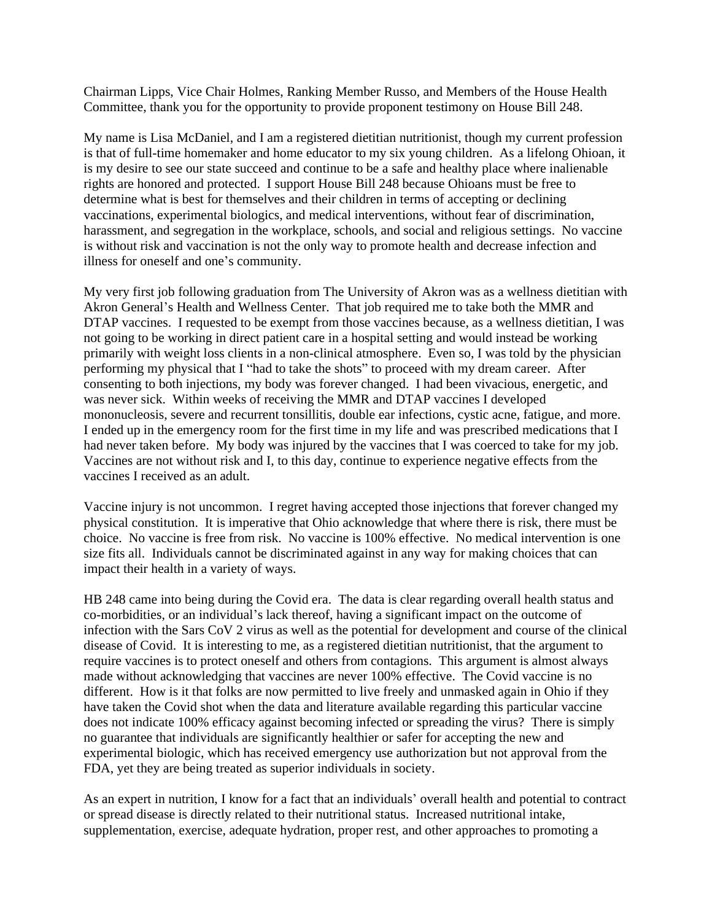Chairman Lipps, Vice Chair Holmes, Ranking Member Russo, and Members of the House Health Committee, thank you for the opportunity to provide proponent testimony on House Bill 248.

My name is Lisa McDaniel, and I am a registered dietitian nutritionist, though my current profession is that of full-time homemaker and home educator to my six young children. As a lifelong Ohioan, it is my desire to see our state succeed and continue to be a safe and healthy place where inalienable rights are honored and protected. I support House Bill 248 because Ohioans must be free to determine what is best for themselves and their children in terms of accepting or declining vaccinations, experimental biologics, and medical interventions, without fear of discrimination, harassment, and segregation in the workplace, schools, and social and religious settings. No vaccine is without risk and vaccination is not the only way to promote health and decrease infection and illness for oneself and one's community.

My very first job following graduation from The University of Akron was as a wellness dietitian with Akron General's Health and Wellness Center. That job required me to take both the MMR and DTAP vaccines. I requested to be exempt from those vaccines because, as a wellness dietitian, I was not going to be working in direct patient care in a hospital setting and would instead be working primarily with weight loss clients in a non-clinical atmosphere. Even so, I was told by the physician performing my physical that I "had to take the shots" to proceed with my dream career. After consenting to both injections, my body was forever changed. I had been vivacious, energetic, and was never sick. Within weeks of receiving the MMR and DTAP vaccines I developed mononucleosis, severe and recurrent tonsillitis, double ear infections, cystic acne, fatigue, and more. I ended up in the emergency room for the first time in my life and was prescribed medications that I had never taken before. My body was injured by the vaccines that I was coerced to take for my job. Vaccines are not without risk and I, to this day, continue to experience negative effects from the vaccines I received as an adult.

Vaccine injury is not uncommon. I regret having accepted those injections that forever changed my physical constitution. It is imperative that Ohio acknowledge that where there is risk, there must be choice. No vaccine is free from risk. No vaccine is 100% effective. No medical intervention is one size fits all. Individuals cannot be discriminated against in any way for making choices that can impact their health in a variety of ways.

HB 248 came into being during the Covid era. The data is clear regarding overall health status and co-morbidities, or an individual's lack thereof, having a significant impact on the outcome of infection with the Sars CoV 2 virus as well as the potential for development and course of the clinical disease of Covid. It is interesting to me, as a registered dietitian nutritionist, that the argument to require vaccines is to protect oneself and others from contagions. This argument is almost always made without acknowledging that vaccines are never 100% effective. The Covid vaccine is no different. How is it that folks are now permitted to live freely and unmasked again in Ohio if they have taken the Covid shot when the data and literature available regarding this particular vaccine does not indicate 100% efficacy against becoming infected or spreading the virus? There is simply no guarantee that individuals are significantly healthier or safer for accepting the new and experimental biologic, which has received emergency use authorization but not approval from the FDA, yet they are being treated as superior individuals in society.

As an expert in nutrition, I know for a fact that an individuals' overall health and potential to contract or spread disease is directly related to their nutritional status. Increased nutritional intake, supplementation, exercise, adequate hydration, proper rest, and other approaches to promoting a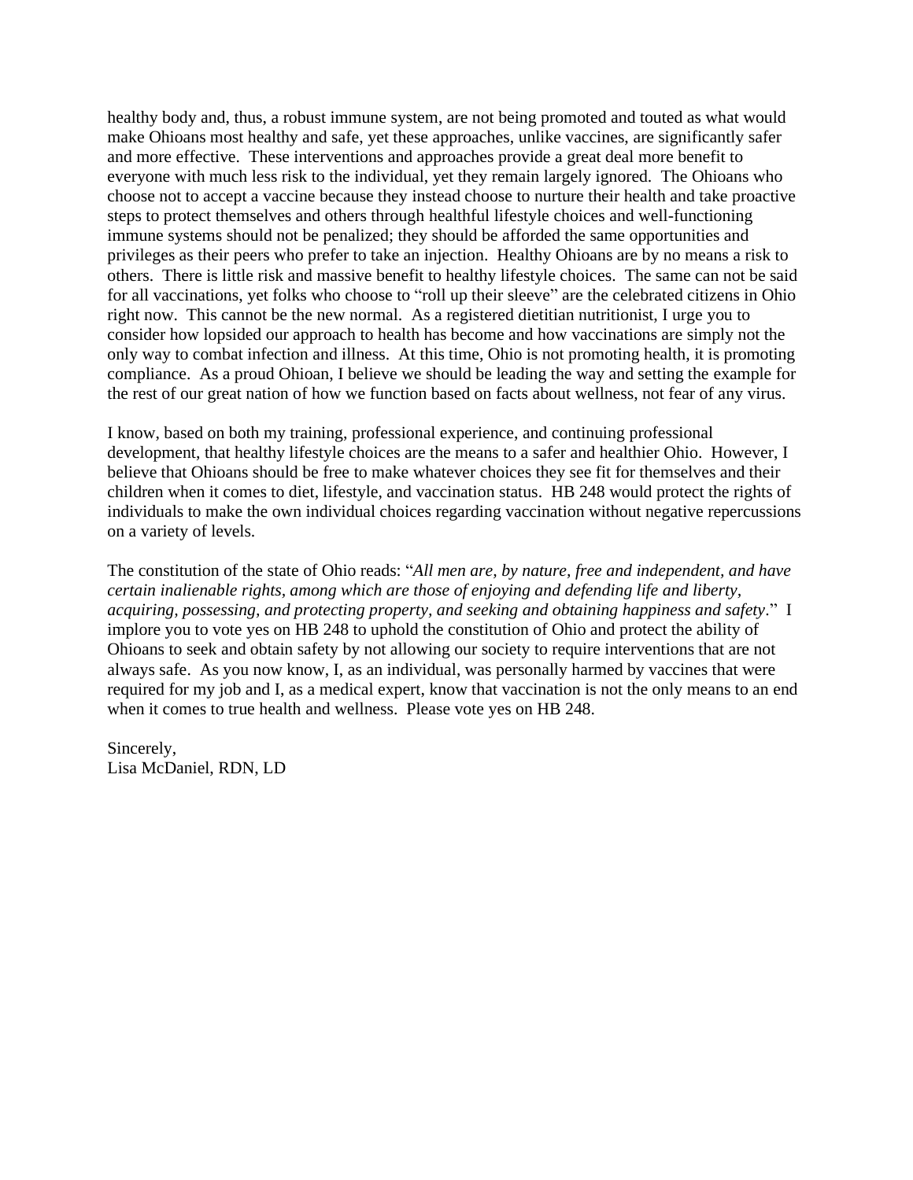healthy body and, thus, a robust immune system, are not being promoted and touted as what would make Ohioans most healthy and safe, yet these approaches, unlike vaccines, are significantly safer and more effective. These interventions and approaches provide a great deal more benefit to everyone with much less risk to the individual, yet they remain largely ignored. The Ohioans who choose not to accept a vaccine because they instead choose to nurture their health and take proactive steps to protect themselves and others through healthful lifestyle choices and well-functioning immune systems should not be penalized; they should be afforded the same opportunities and privileges as their peers who prefer to take an injection. Healthy Ohioans are by no means a risk to others. There is little risk and massive benefit to healthy lifestyle choices. The same can not be said for all vaccinations, yet folks who choose to "roll up their sleeve" are the celebrated citizens in Ohio right now. This cannot be the new normal. As a registered dietitian nutritionist, I urge you to consider how lopsided our approach to health has become and how vaccinations are simply not the only way to combat infection and illness. At this time, Ohio is not promoting health, it is promoting compliance. As a proud Ohioan, I believe we should be leading the way and setting the example for the rest of our great nation of how we function based on facts about wellness, not fear of any virus.

I know, based on both my training, professional experience, and continuing professional development, that healthy lifestyle choices are the means to a safer and healthier Ohio. However, I believe that Ohioans should be free to make whatever choices they see fit for themselves and their children when it comes to diet, lifestyle, and vaccination status. HB 248 would protect the rights of individuals to make the own individual choices regarding vaccination without negative repercussions on a variety of levels.

The constitution of the state of Ohio reads: "*All men are, by nature, free and independent, and have certain inalienable rights, among which are those of enjoying and defending life and liberty, acquiring, possessing, and protecting property, and seeking and obtaining happiness and safety*." I implore you to vote yes on HB 248 to uphold the constitution of Ohio and protect the ability of Ohioans to seek and obtain safety by not allowing our society to require interventions that are not always safe. As you now know, I, as an individual, was personally harmed by vaccines that were required for my job and I, as a medical expert, know that vaccination is not the only means to an end when it comes to true health and wellness. Please vote yes on HB 248.

Sincerely,
Lisa McDaniel, RDN, LD